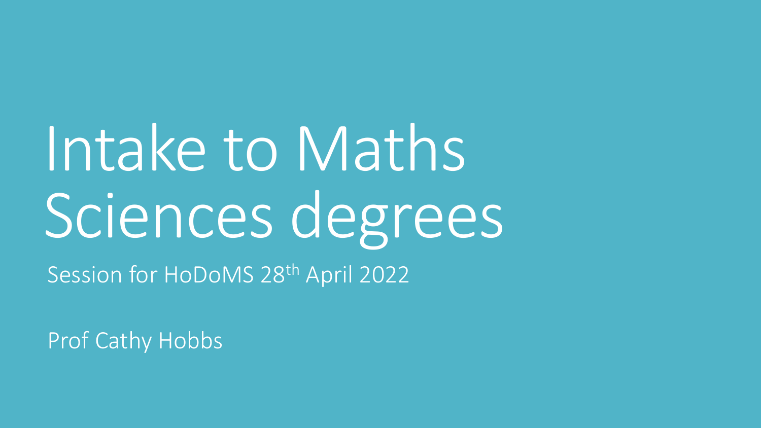# Intake to Maths Sciences degrees

Session for HoDoMS 28th April 2022

Prof Cathy Hobbs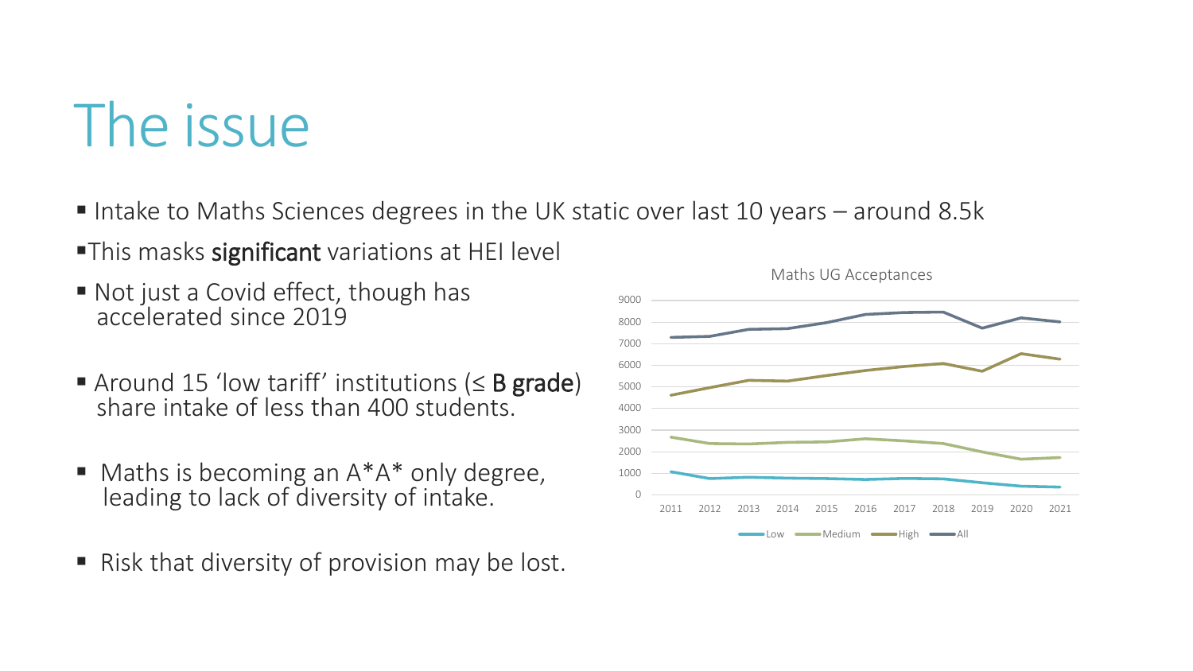# The issue

- Intake to Maths Sciences degrees in the UK static over last 10 years – around 8.5k
- This masks **significant** variations at HEI level
- Not just a Covid effect, though has accelerated since 2019
- Around 15 'low tariff' institutions (≤ **B grade**) share intake of less than 400 students.
- Maths is becoming an A*A* only degree, leading to lack of diversity of intake.
- Risk that diversity of provision may be lost.

Maths UG Acceptances

Low, Medium, High, All

2011, 2012, 2013, 2014, 2015, 2016, 2017, 2018, 2019, 2020, 2021

0, 1000, 2000, 3000, 4000, 5000, 6000, 7000, 8000, 9000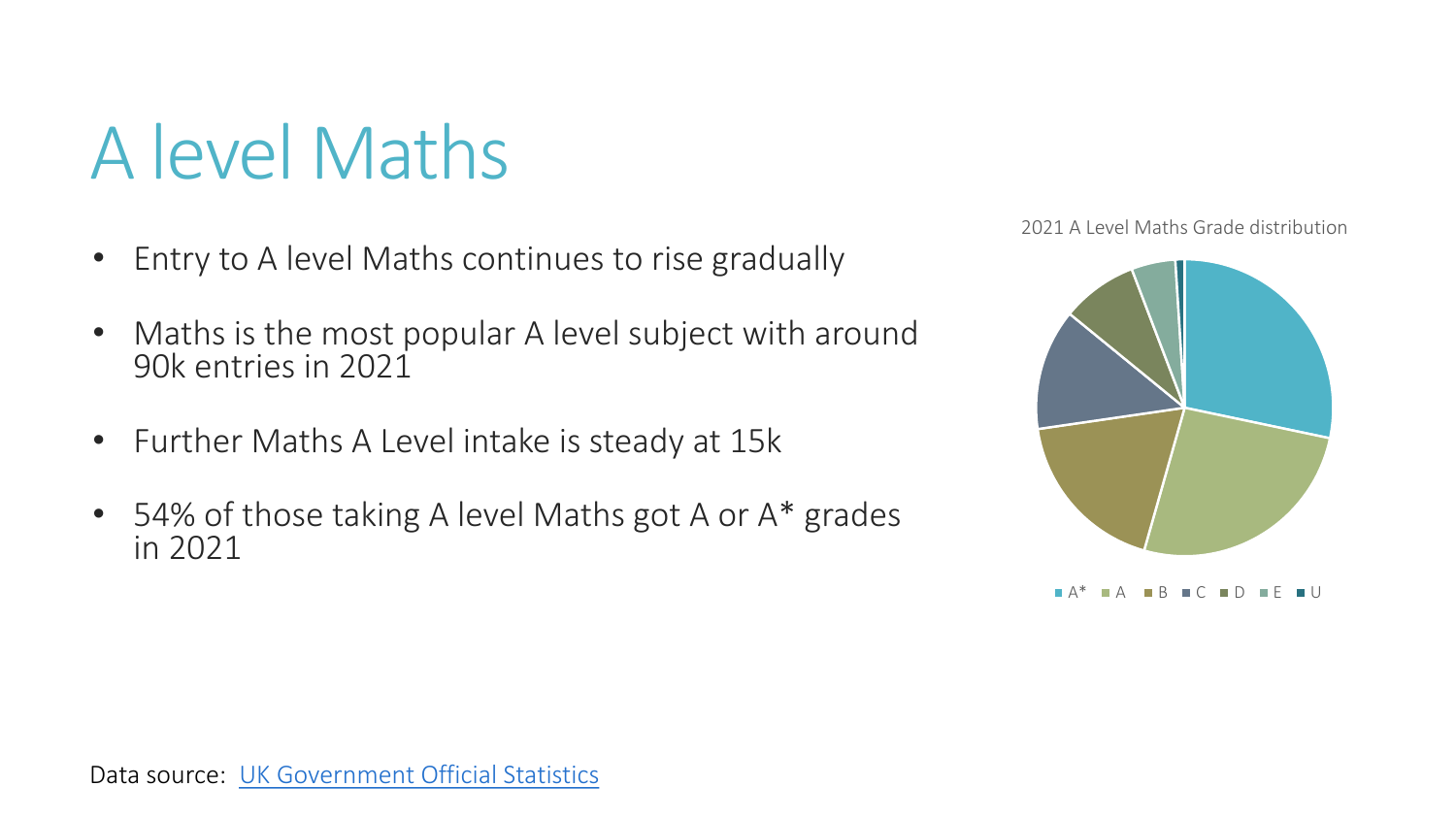# A level Maths

- Entry to A level Maths continues to rise gradually
- Maths is the most popular A level subject with around 90k entries in 2021
- Further Maths A Level intake is steady at 15k
- 54% of those taking A level Maths got A or A* grades in 2021

2021 A Level Maths Grade distribution

A* A B C D E U

Data source: [UK Government Official Statistics]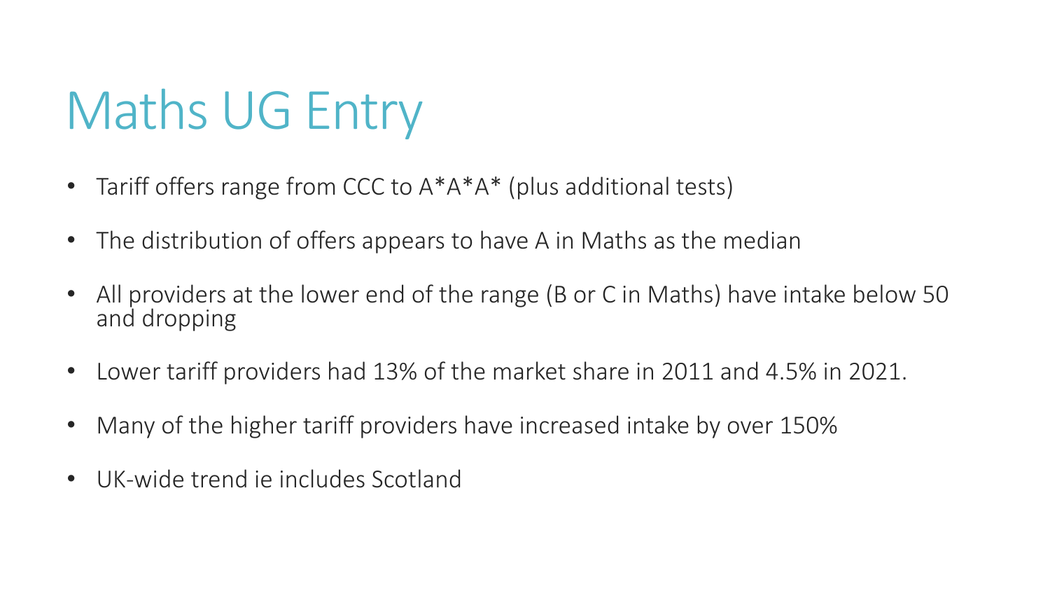# Maths UG Entry

- Tariff offers range from CCC to A*A*A* (plus additional tests)
- The distribution of offers appears to have A in Maths as the median
- All providers at the lower end of the range (B or C in Maths) have intake below 50 and dropping
- Lower tariff providers had 13% of the market share in 2011 and 4.5% in 2021.
- Many of the higher tariff providers have increased intake by over 150%
- UK-wide trend ie includes Scotland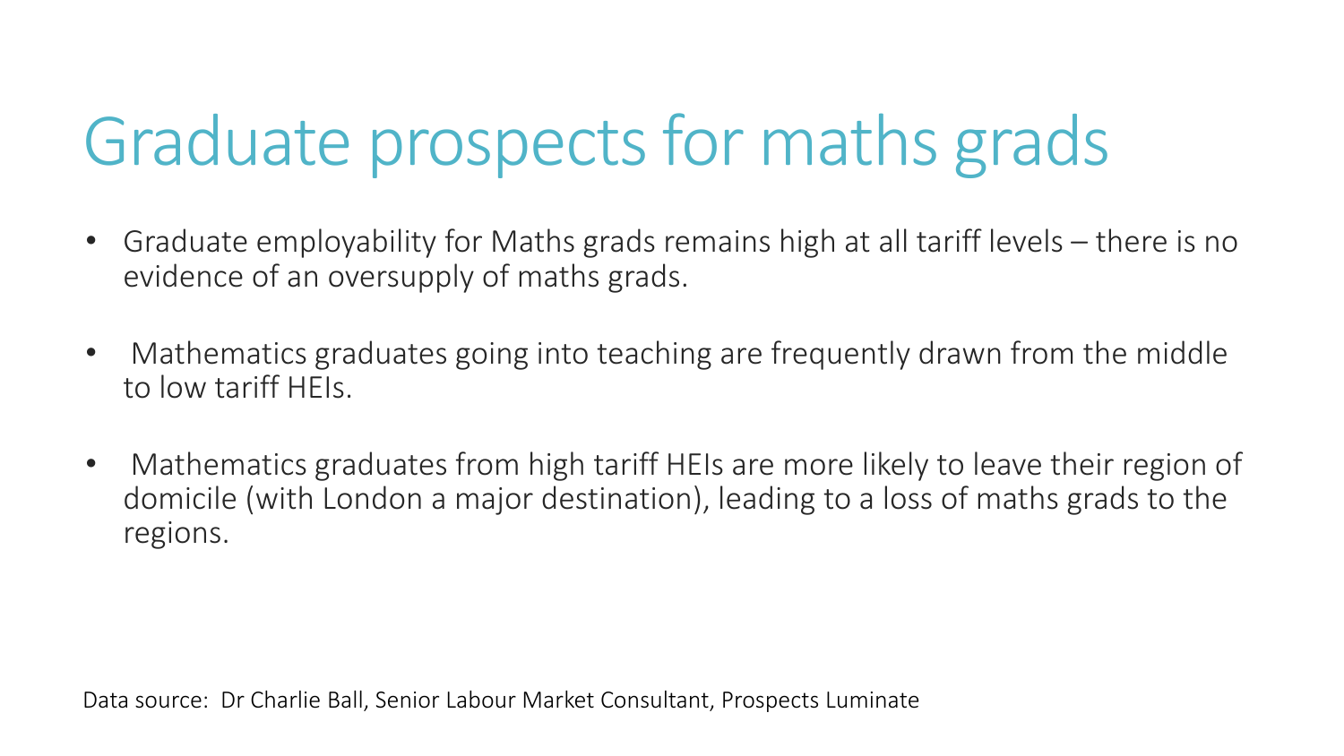# Graduate prospects for maths grads

- Graduate employability for Maths grads remains high at all tariff levels – there is no evidence of an oversupply of maths grads.
- Mathematics graduates going into teaching are frequently drawn from the middle to low tariff HEIs.
- Mathematics graduates from high tariff HEIs are more likely to leave their region of domicile (with London a major destination), leading to a loss of maths grads to the regions.

Data source: Dr Charlie Ball, Senior Labour Market Consultant, Prospects Luminate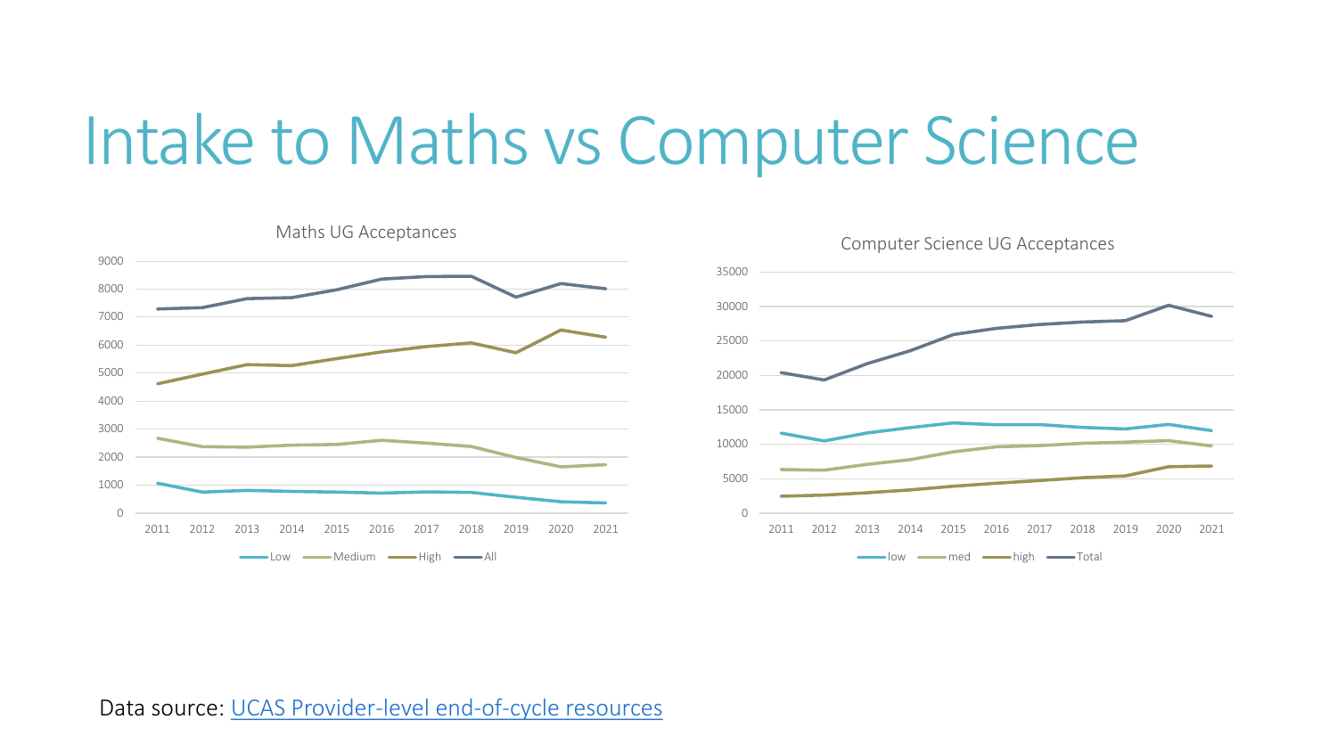# Intake to Maths vs Computer Science

Maths UG Acceptances

Computer Science UG Acceptances

Data source: [UCAS Provider-level end-of-cycle resources]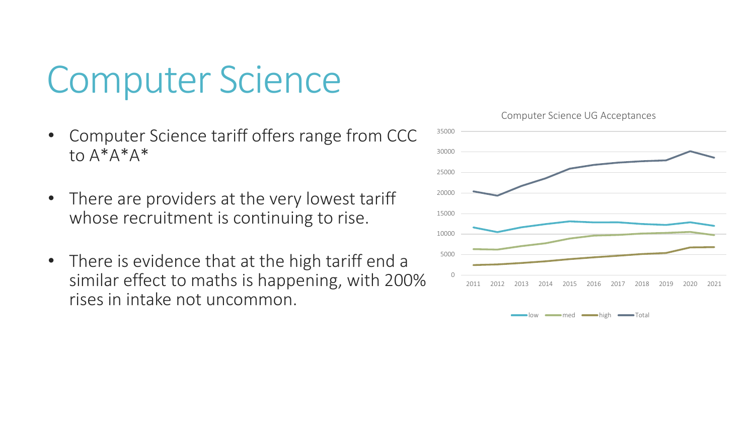# Computer Science

- Computer Science tariff offers range from CCC to A*A*A*
- There are providers at the very lowest tariff whose recruitment is continuing to rise.
- There is evidence that at the high tariff end a similar effect to maths is happening, with 200% rises in intake not uncommon.

Computer Science UG Acceptances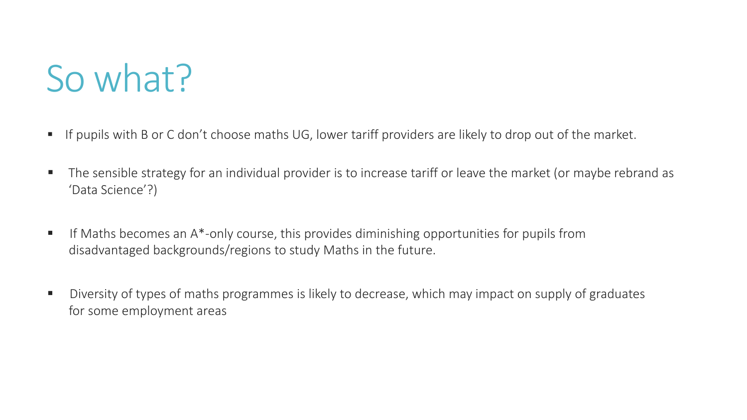# So what?

- If pupils with B or C don't choose maths UG, lower tariff providers are likely to drop out of the market.

- The sensible strategy for an individual provider is to increase tariff or leave the market (or maybe rebrand as 'Data Science'?)

- If Maths becomes an A*-only course, this provides diminishing opportunities for pupils from disadvantaged backgrounds/regions to study Maths in the future.

- Diversity of types of maths programmes is likely to decrease, which may impact on supply of graduates for some employment areas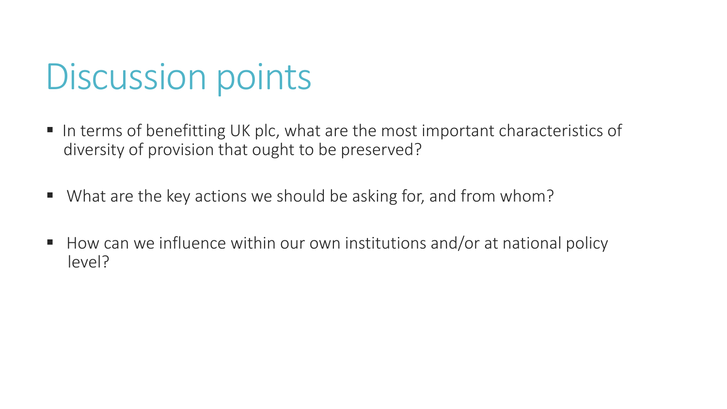# Discussion points

- In terms of benefitting UK plc, what are the most important characteristics of diversity of provision that ought to be preserved?
- What are the key actions we should be asking for, and from whom?
- How can we influence within our own institutions and/or at national policy level?